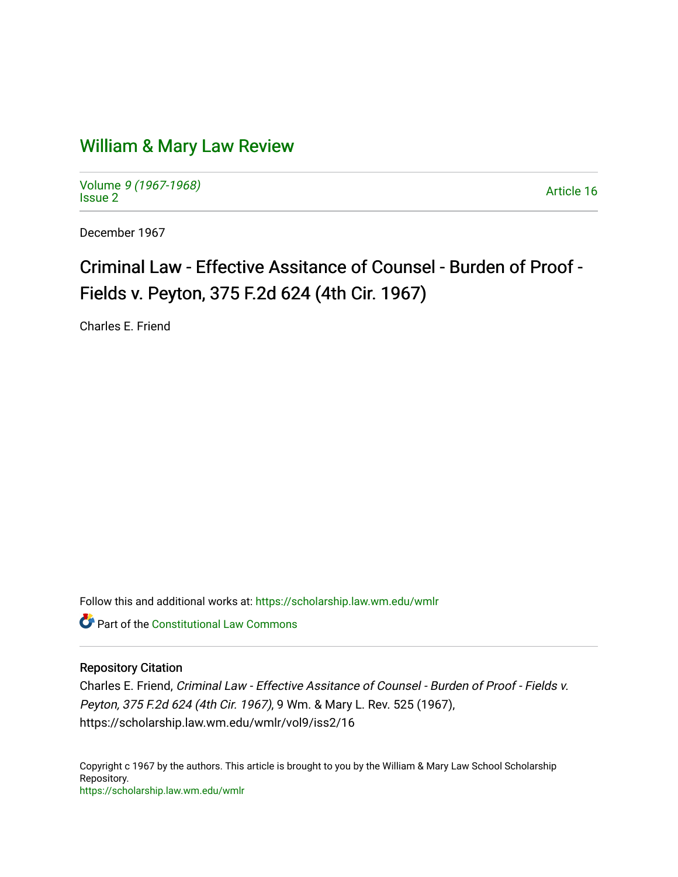# William & Mary Law Review

Volume *9 (1967-1968)*
Issue 2

Article 16

December 1967

## Criminal Law - Effective Assitance of Counsel - Burden of Proof - Fields v. Peyton, 375 F.2d 624 (4th Cir. 1967)

Charles E. Friend

Follow this and additional works at: https://scholarship.law.wm.edu/wmlr

Part of the Constitutional Law Commons

### Repository Citation

Charles E. Friend, *Criminal Law - Effective Assitance of Counsel - Burden of Proof - Fields v. Peyton, 375 F.2d 624 (4th Cir. 1967)*, 9 Wm. & Mary L. Rev. 525 (1967), https://scholarship.law.wm.edu/wmlr/vol9/iss2/16

Copyright c 1967 by the authors. This article is brought to you by the William & Mary Law School Scholarship Repository.
https://scholarship.law.wm.edu/wmlr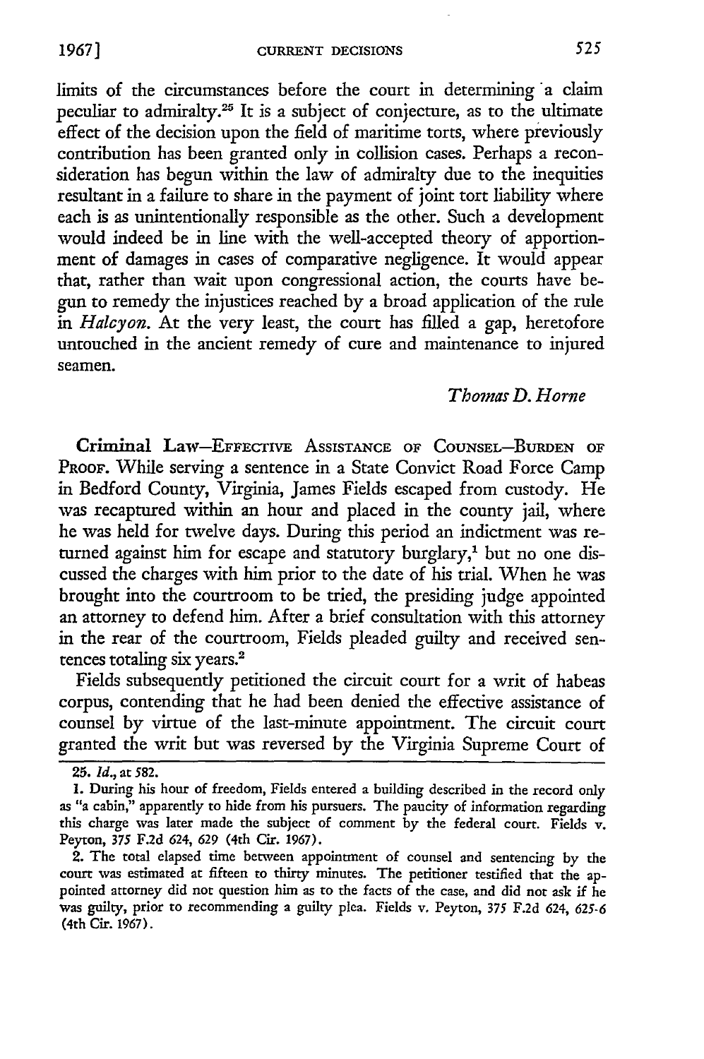limits of the circumstances before the court in determining a claim peculiar to admiralty.[25] It is a subject of conjecture, as to the ultimate effect of the decision upon the field of maritime torts, where previously contribution has been granted only in collision cases. Perhaps a reconsideration has begun within the law of admiralty due to the inequities resultant in a failure to share in the payment of joint tort liability where each is as unintentionally responsible as the other. Such a development would indeed be in line with the well-accepted theory of apportionment of damages in cases of comparative negligence. It would appear that, rather than wait upon congressional action, the courts have begun to remedy the injustices reached by a broad application of the rule in *Halcyon.* At the very least, the court has filled a gap, heretofore untouched in the ancient remedy of cure and maintenance to injured seamen.

*Thomas D. Horne*

**Criminal Law**—EFFECTIVE ASSISTANCE OF COUNSEL—BURDEN OF PROOF. While serving a sentence in a State Convict Road Force Camp in Bedford County, Virginia, James Fields escaped from custody. He was recaptured within an hour and placed in the county jail, where he was held for twelve days. During this period an indictment was returned against him for escape and statutory burglary,[1] but no one discussed the charges with him prior to the date of his trial. When he was brought into the courtroom to be tried, the presiding judge appointed an attorney to defend him. After a brief consultation with this attorney in the rear of the courtroom, Fields pleaded guilty and received sentences totaling six years.[2]

Fields subsequently petitioned the circuit court for a writ of habeas corpus, contending that he had been denied the effective assistance of counsel by virtue of the last-minute appointment. The circuit court granted the writ but was reversed by the Virginia Supreme Court of

---

25. *Id.*, at 582.

1. During his hour of freedom, Fields entered a building described in the record only as "a cabin," apparently to hide from his pursuers. The paucity of information regarding this charge was later made the subject of comment by the federal court. Fields v. Peyton, 375 F.2d 624, 629 (4th Cir. 1967).

2. The total elapsed time between appointment of counsel and sentencing by the court was estimated at fifteen to thirty minutes. The petitioner testified that the appointed attorney did not question him as to the facts of the case, and did not ask if he was guilty, prior to recommending a guilty plea. Fields v. Peyton, 375 F.2d 624, 625-6 (4th Cir. 1967).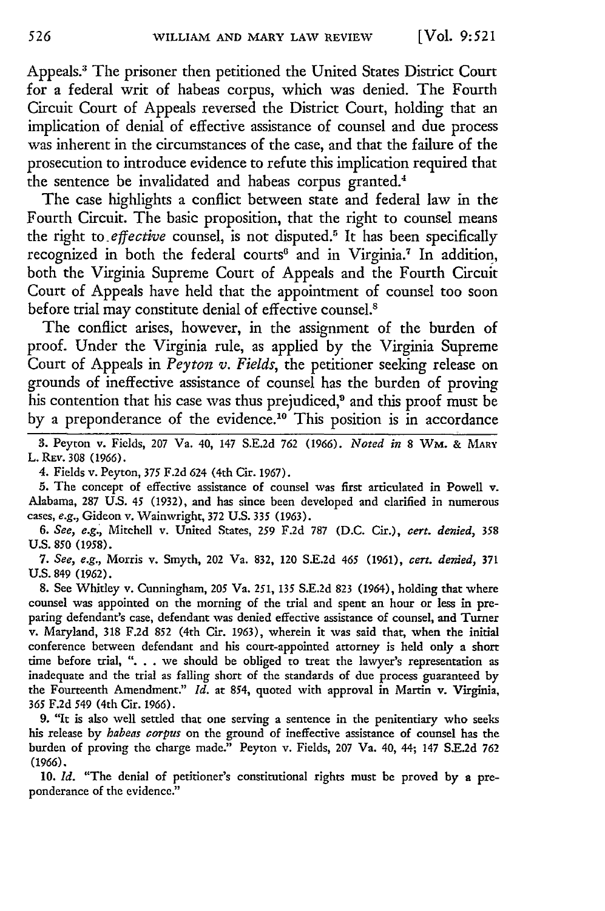Appeals.[3] The prisoner then petitioned the United States District Court for a federal writ of habeas corpus, which was denied. The Fourth Circuit Court of Appeals reversed the District Court, holding that an implication of denial of effective assistance of counsel and due process was inherent in the circumstances of the case, and that the failure of the prosecution to introduce evidence to refute this implication required that the sentence be invalidated and habeas corpus granted.[4]

The case highlights a conflict between state and federal law in the Fourth Circuit. The basic proposition, that the right to counsel means the right to *effective* counsel, is not disputed.[5] It has been specifically recognized in both the federal courts[6] and in Virginia.[7] In addition, both the Virginia Supreme Court of Appeals and the Fourth Circuit Court of Appeals have held that the appointment of counsel too soon before trial may constitute denial of effective counsel.[8]

The conflict arises, however, in the assignment of the burden of proof. Under the Virginia rule, as applied by the Virginia Supreme Court of Appeals in *Peyton v. Fields*, the petitioner seeking release on grounds of ineffective assistance of counsel has the burden of proving his contention that his case was thus prejudiced,[9] and this proof must be by a preponderance of the evidence.[10] This position is in accordance

---

3. Peyton v. Fields, 207 Va. 40, 147 S.E.2d 762 (1966). *Noted in* 8 WM. & MARY L. REV. 308 (1966).

4. Fields v. Peyton, 375 F.2d 624 (4th Cir. 1967).

5. The concept of effective assistance of counsel was first articulated in Powell v. Alabama, 287 U.S. 45 (1932), and has since been developed and clarified in numerous cases, *e.g.*, Gideon v. Wainwright, 372 U.S. 335 (1963).

6. *See, e.g.*, Mitchell v. United States, 259 F.2d 787 (D.C. Cir.), *cert. denied*, 358 U.S. 850 (1958).

7. *See, e.g.*, Morris v. Smyth, 202 Va. 832, 120 S.E.2d 465 (1961), *cert. denied*, 371 U.S. 849 (1962).

8. See Whitley v. Cunningham, 205 Va. 251, 135 S.E.2d 823 (1964), holding that where counsel was appointed on the morning of the trial and spent an hour or less in preparing defendant's case, defendant was denied effective assistance of counsel, and Turner v. Maryland, 318 F.2d 852 (4th Cir. 1963), wherein it was said that, when the initial conference between defendant and his court-appointed attorney is held only a short time before trial, ". . . we should be obliged to treat the lawyer's representation as inadequate and the trial as falling short of the standards of due process guaranteed by the Fourteenth Amendment." *Id.* at 854, quoted with approval in Martin v. Virginia, 365 F.2d 549 (4th Cir. 1966).

9. "It is also well settled that one serving a sentence in the penitentiary who seeks his release by *habeas corpus* on the ground of ineffective assistance of counsel has the burden of proving the charge made." Peyton v. Fields, 207 Va. 40, 44; 147 S.E.2d 762 (1966).

10. *Id.* "The denial of petitioner's constitutional rights must be proved by a preponderance of the evidence."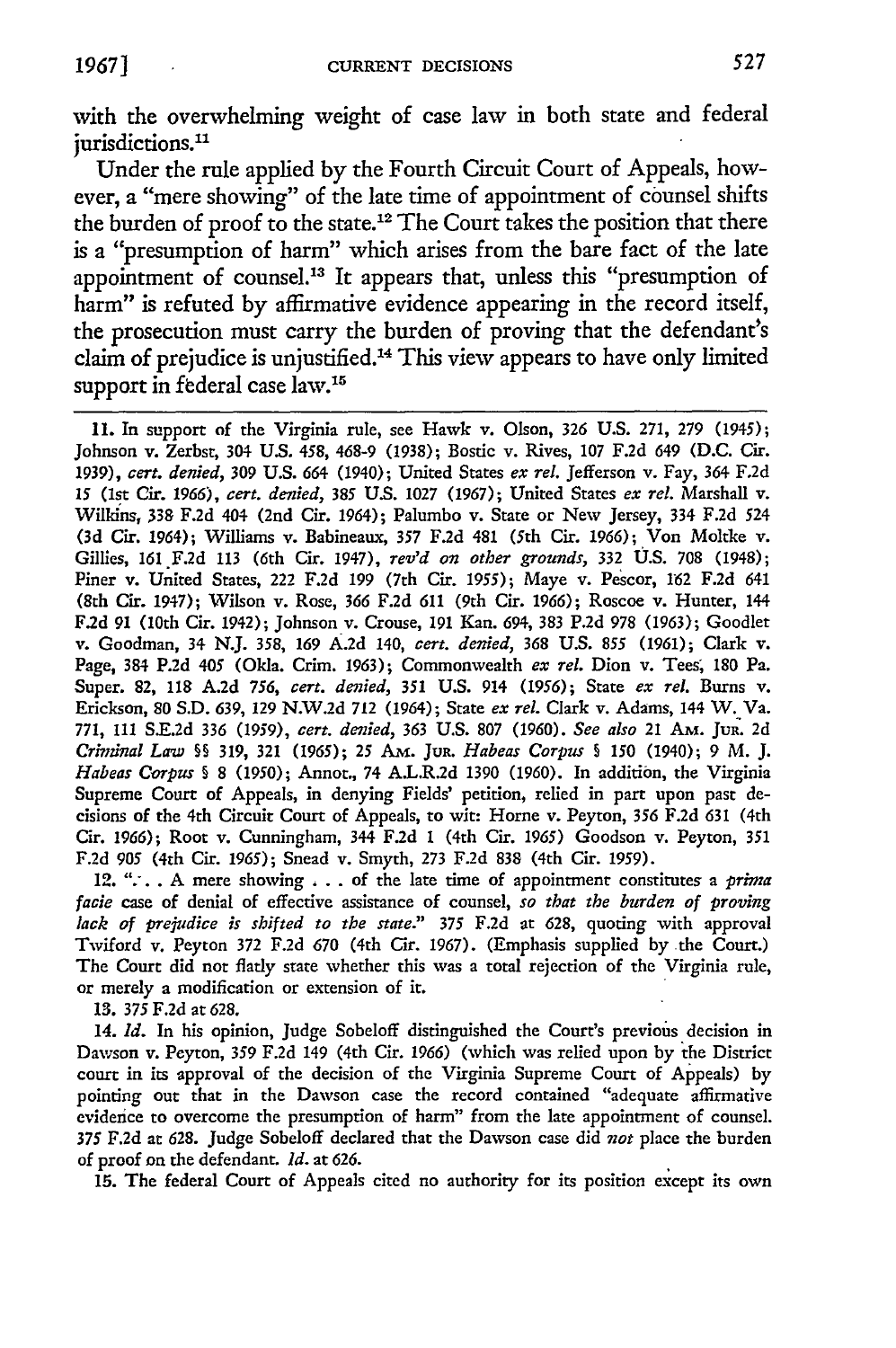with the overwhelming weight of case law in both state and federal jurisdictions.[11]

Under the rule applied by the Fourth Circuit Court of Appeals, however, a "mere showing" of the late time of appointment of counsel shifts the burden of proof to the state.[12] The Court takes the position that there is a "presumption of harm" which arises from the bare fact of the late appointment of counsel.[13] It appears that, unless this "presumption of harm" is refuted by affirmative evidence appearing in the record itself, the prosecution must carry the burden of proving that the defendant's claim of prejudice is unjustified.[14] This view appears to have only limited support in federal case law.[15]

---

11. In support of the Virginia rule, see Hawk v. Olson, 326 U.S. 271, 279 (1945); Johnson v. Zerbst, 304 U.S. 458, 468-9 (1938); Bostic v. Rives, 107 F.2d 649 (D.C. Cir. 1939), *cert. denied*, 309 U.S. 664 (1940); United States *ex rel.* Jefferson v. Fay, 364 F.2d 15 (1st Cir. 1966), *cert. denied*, 385 U.S. 1027 (1967); United States *ex rel.* Marshall v. Wilkins, 338 F.2d 404 (2nd Cir. 1964); Palumbo v. State or New Jersey, 334 F.2d 524 (3d Cir. 1964); Williams v. Babineaux, 357 F.2d 481 (5th Cir. 1966); Von Moltke v. Gillies, 161 F.2d 113 (6th Cir. 1947), *rev'd on other grounds*, 332 U.S. 708 (1948); Piner v. United States, 222 F.2d 199 (7th Cir. 1955); Maye v. Pescor, 162 F.2d 641 (8th Cir. 1947); Wilson v. Rose, 366 F.2d 611 (9th Cir. 1966); Roscoe v. Hunter, 144 F.2d 91 (10th Cir. 1942); Johnson v. Crouse, 191 Kan. 694, 383 P.2d 978 (1963); Goodlet v. Goodman, 34 N.J. 358, 169 A.2d 140, *cert. denied*, 368 U.S. 855 (1961); Clark v. Page, 384 P.2d 405 (Okla. Crim. 1963); Commonwealth *ex rel.* Dion v. Tees, 180 Pa. Super. 82, 118 A.2d 756, *cert. denied*, 351 U.S. 914 (1956); State *ex rel.* Burns v. Erickson, 80 S.D. 639, 129 N.W.2d 712 (1964); State *ex rel.* Clark v. Adams, 144 W. Va. 771, 111 S.E.2d 336 (1959), *cert. denied*, 363 U.S. 807 (1960). *See also* 21 AM. JUR. 2d *Criminal Law* §§ 319, 321 (1965); 25 AM. JUR. *Habeas Corpus* § 150 (1940); 9 M. J. *Habeas Corpus* § 8 (1950); Annot., 74 A.L.R.2d 1390 (1960). In addition, the Virginia Supreme Court of Appeals, in denying Fields' petition, relied in part upon past decisions of the 4th Circuit Court of Appeals, to wit: Horne v. Peyton, 356 F.2d 631 (4th Cir. 1966); Root v. Cunningham, 344 F.2d 1 (4th Cir. 1965) Goodson v. Peyton, 351 F.2d 905 (4th Cir. 1965); Snead v. Smyth, 273 F.2d 838 (4th Cir. 1959).

12. ". . . A mere showing . . . of the late time of appointment constitutes a *prima facie* case of denial of effective assistance of counsel, *so that the burden of proving lack of prejudice is shifted to the state.*" 375 F.2d at 628, quoting with approval Twiford v. Peyton 372 F.2d 670 (4th Cir. 1967). (Emphasis supplied by the Court.) The Court did not flatly state whether this was a total rejection of the Virginia rule, or merely a modification or extension of it.

13. 375 F.2d at 628.

14. *Id.* In his opinion, Judge Sobeloff distinguished the Court's previous decision in Dawson v. Peyton, 359 F.2d 149 (4th Cir. 1966) (which was relied upon by the District court in its approval of the decision of the Virginia Supreme Court of Appeals) by pointing out that in the Dawson case the record contained "adequate affirmative evidence to overcome the presumption of harm" from the late appointment of counsel. 375 F.2d at 628. Judge Sobeloff declared that the Dawson case did *not* place the burden of proof on the defendant. *Id.* at 626.

15. The federal Court of Appeals cited no authority for its position except its own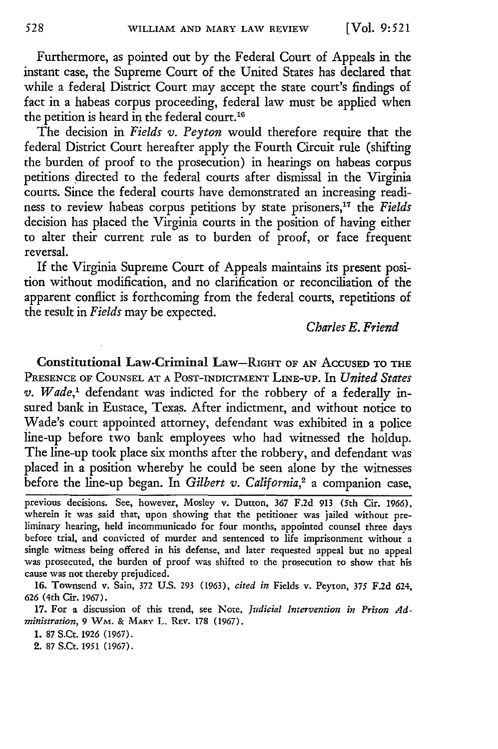Furthermore, as pointed out by the Federal Court of Appeals in the instant case, the Supreme Court of the United States has declared that while a federal District Court may accept the state court's findings of fact in a habeas corpus proceeding, federal law must be applied when the petition is heard in the federal court.[16]

The decision in *Fields v. Peyton* would therefore require that the federal District Court hereafter apply the Fourth Circuit rule (shifting the burden of proof to the prosecution) in hearings on habeas corpus petitions directed to the federal courts after dismissal in the Virginia courts. Since the federal courts have demonstrated an increasing readiness to review habeas corpus petitions by state prisoners,[17] the *Fields* decision has placed the Virginia courts in the position of having either to alter their current rule as to burden of proof, or face frequent reversal.

If the Virginia Supreme Court of Appeals maintains its present position without modification, and no clarification or reconciliation of the apparent conflict is forthcoming from the federal courts, repetitions of the result in *Fields* may be expected.

*Charles E. Friend*

**Constitutional Law-Criminal Law**—RIGHT OF AN ACCUSED TO THE PRESENCE OF COUNSEL AT A POST-INDICTMENT LINE-UP. In *United States v. Wade*,[1] defendant was indicted for the robbery of a federally insured bank in Eustace, Texas. After indictment, and without notice to Wade's court appointed attorney, defendant was exhibited in a police line-up before two bank employees who had witnessed the holdup. The line-up took place six months after the robbery, and defendant was placed in a position whereby he could be seen alone by the witnesses before the line-up began. In *Gilbert v. California*,[2] a companion case,

---

previous decisions. See, however, Mosley v. Dutton, 367 F.2d 913 (5th Cir. 1966), wherein it was said that, upon showing that the petitioner was jailed without preliminary hearing, held incommunicado for four months, appointed counsel three days before trial, and convicted of murder and sentenced to life imprisonment without a single witness being offered in his defense, and later requested appeal but no appeal was prosecuted, the burden of proof was shifted to the prosecution to show that his cause was not thereby prejudiced.

16. Townsend v. Sain, 372 U.S. 293 (1963), *cited in* Fields v. Peyton, 375 F.2d 624, 626 (4th Cir. 1967).

17. For a discussion of this trend, see Note, *Judicial Intervention in Prison Administration*, 9 WM. & MARY L. REV. 178 (1967).

1. 87 S.Ct. 1926 (1967).

2. 87 S.Ct. 1951 (1967).